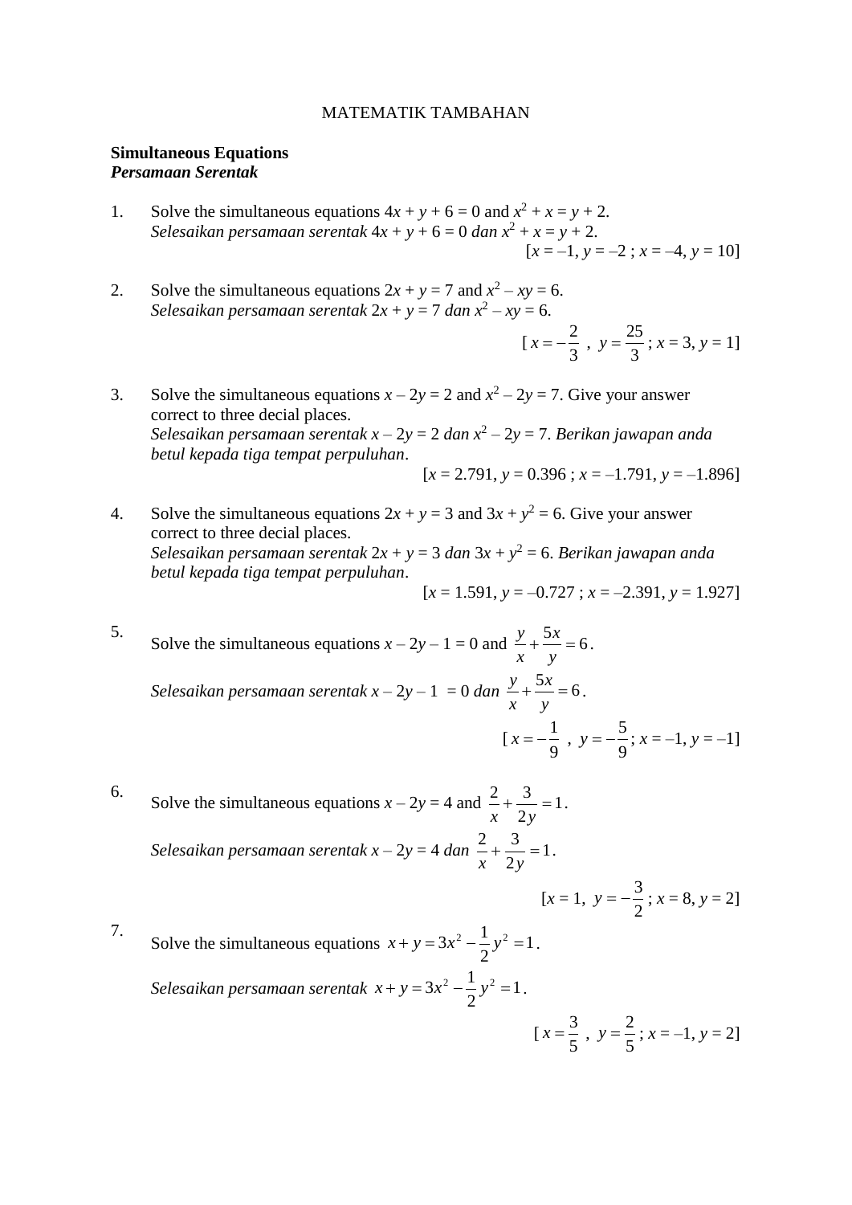# MATEMATIK TAMBAHAN

**Simultaneous Equations**
***Persamaan Serentak***

1. Solve the simultaneous equations $4x + y + 6 = 0$ and $x^2 + x = y + 2$.
   *Selesaikan persamaan serentak* $4x + y + 6 = 0$ *dan* $x^2 + x = y + 2$.

   [$x = –1$, $y = –2$ ; $x = –4$, $y = 10$]

2. Solve the simultaneous equations $2x + y = 7$ and $x^2 – xy = 6$.
   *Selesaikan persamaan serentak* $2x + y = 7$ *dan* $x^2 – xy = 6$.

   [ $x = -\frac{2}{3}$ , $y = \frac{25}{3}$ ; $x = 3$, $y = 1$]

3. Solve the simultaneous equations $x – 2y = 2$ and $x^2 – 2y = 7$. Give your answer correct to three decial places.
   *Selesaikan persamaan serentak* $x – 2y = 2$ *dan* $x^2 – 2y = 7$. *Berikan jawapan anda betul kepada tiga tempat perpuluhan*.

   [$x = 2.791$, $y = 0.396$ ; $x = –1.791$, $y = –1.896$]

4. Solve the simultaneous equations $2x + y = 3$ and $3x + y^2 = 6$. Give your answer correct to three decial places.
   *Selesaikan persamaan serentak* $2x + y = 3$ *dan* $3x + y^2 = 6$. *Berikan jawapan anda betul kepada tiga tempat perpuluhan*.

   [$x = 1.591$, $y = –0.727$ ; $x = –2.391$, $y = 1.927$]

5. Solve the simultaneous equations $x – 2y – 1 = 0$ and $\frac{y}{x} + \frac{5x}{y} = 6$.

   *Selesaikan persamaan serentak* $x – 2y – 1 = 0$ *dan* $\frac{y}{x} + \frac{5x}{y} = 6$.

   [ $x = -\frac{1}{9}$ , $y = -\frac{5}{9}$; $x = –1$, $y = –1$]

6. Solve the simultaneous equations $x – 2y = 4$ and $\frac{2}{x} + \frac{3}{2y} = 1$.

   *Selesaikan persamaan serentak* $x – 2y = 4$ *dan* $\frac{2}{x} + \frac{3}{2y} = 1$.

   [$x = 1$, $y = -\frac{3}{2}$ ; $x = 8$, $y = 2$]

7. Solve the simultaneous equations $x + y = 3x^2 - \frac{1}{2}y^2 = 1$.

   *Selesaikan persamaan serentak* $x + y = 3x^2 - \frac{1}{2}y^2 = 1$.

   [ $x = \frac{3}{5}$ , $y = \frac{2}{5}$; $x = –1$, $y = 2$]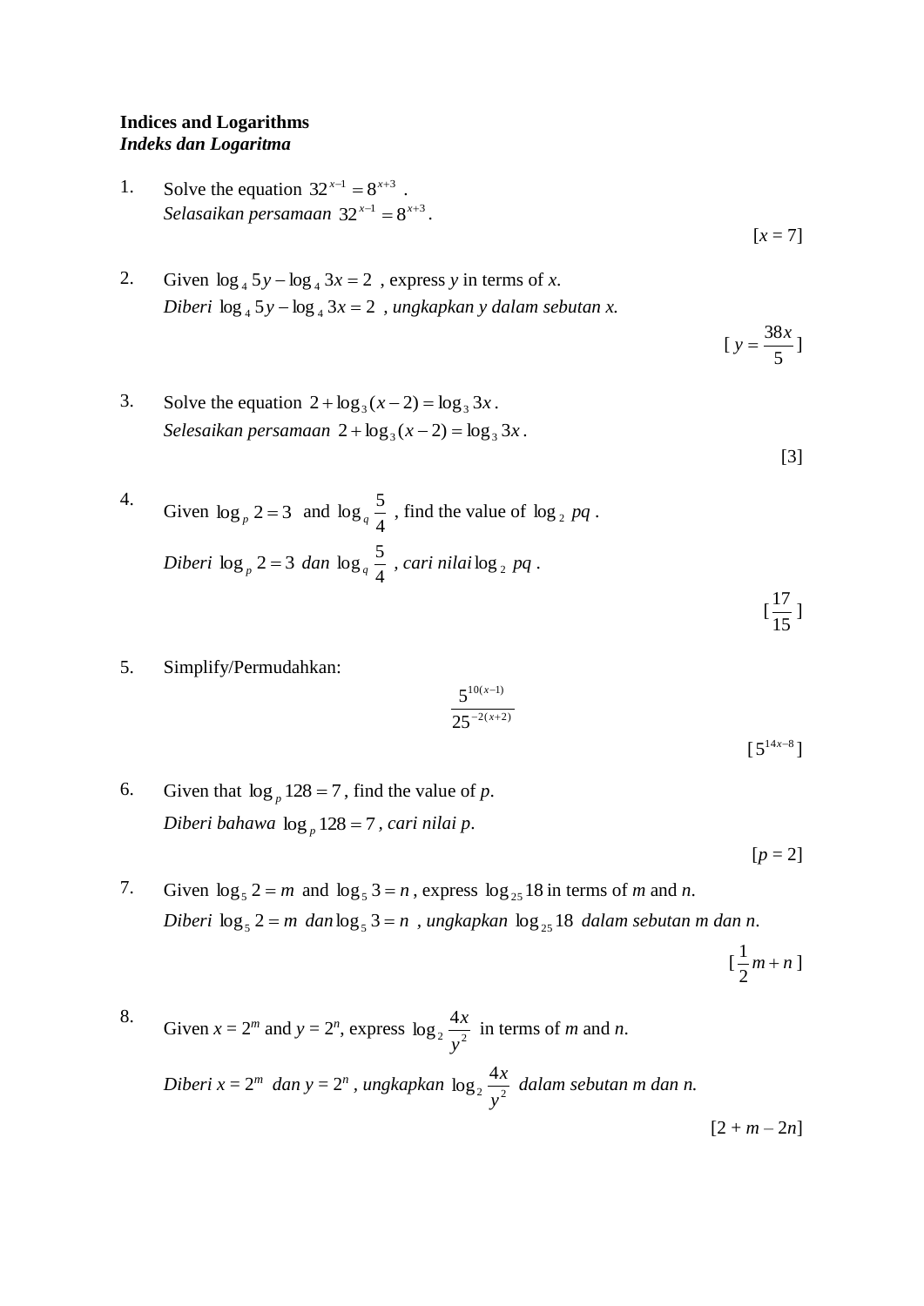**Indices and Logarithms**
***Indeks dan Logaritma***

1. Solve the equation $32^{x-1} = 8^{x+3}$ .
   *Selasaikan persamaan* $32^{x-1} = 8^{x+3}$.

   [$x$ = 7]

2. Given $\log_4 5y - \log_4 3x = 2$ , express $y$ in terms of $x$.
   *Diberi* $\log_4 5y - \log_4 3x = 2$ *, ungkapkan y dalam sebutan x.*

   [ $y = \dfrac{38x}{5}$ ]

3. Solve the equation $2 + \log_3(x-2) = \log_3 3x$ .
   *Selesaikan persamaan* $2 + \log_3(x-2) = \log_3 3x$ .

   [3]

4. Given $\log_p 2 = 3$ and $\log_q \dfrac{5}{4}$ , find the value of $\log_2 pq$ .

   *Diberi* $\log_p 2 = 3$ *dan* $\log_q \dfrac{5}{4}$ *, cari nilai* $\log_2 pq$ .

   [ $\dfrac{17}{15}$ ]

5. Simplify/Permudahkan:

   $$\frac{5^{10(x-1)}}{25^{-2(x+2)}}$$

   [ $5^{14x-8}$ ]

6. Given that $\log_p 128 = 7$ , find the value of $p$.
   *Diberi bahawa* $\log_p 128 = 7$ *, cari nilai p.*

   [$p$ = 2]

7. Given $\log_5 2 = m$ and $\log_5 3 = n$ , express $\log_{25} 18$ in terms of $m$ and $n$.
   *Diberi* $\log_5 2 = m$ *dan* $\log_5 3 = n$ *, ungkapkan* $\log_{25} 18$ *dalam sebutan m dan n.*

   [ $\dfrac{1}{2}m + n$ ]

8. Given $x = 2^m$ and $y = 2^n$, express $\log_2 \dfrac{4x}{y^2}$ in terms of $m$ and $n$.

   *Diberi* $x = 2^m$ *dan* $y = 2^n$ *, ungkapkan* $\log_2 \dfrac{4x}{y^2}$ *dalam sebutan m dan n.*

   [$2 + m - 2n$]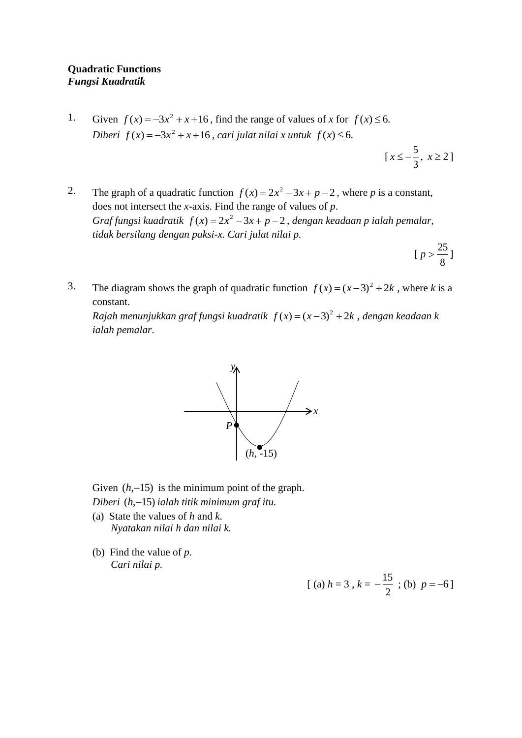**Quadratic Functions**
***Fungsi Kuadratik***

1. Given $f(x) = -3x^2 + x + 16$, find the range of values of $x$ for $f(x) \leq 6$.
   *Diberi $f(x) = -3x^2 + x + 16$, cari julat nilai x untuk $f(x) \leq 6$.*

   [ $x \leq -\frac{5}{3}$, $x \geq 2$ ]

2. The graph of a quadratic function $f(x) = 2x^2 - 3x + p - 2$, where $p$ is a constant, does not intersect the $x$-axis. Find the range of values of $p$.
   *Graf fungsi kuadratik $f(x) = 2x^2 - 3x + p - 2$, dengan keadaan p ialah pemalar, tidak bersilang dengan paksi-x. Cari julat nilai p.*

   [ $p > \frac{25}{8}$ ]

3. The diagram shows the graph of quadratic function $f(x) = (x-3)^2 + 2k$, where $k$ is a constant.
   *Rajah menunjukkan graf fungsi kuadratik $f(x) = (x-3)^2 + 2k$, dengan keadaan k ialah pemalar.*

   Given $(h, -15)$ is the minimum point of the graph.
   *Diberi $(h, -15)$ ialah titik minimum graf itu.*

   (a) State the values of $h$ and $k$.
   *Nyatakan nilai h dan nilai k.*

   (b) Find the value of $p$.
   *Cari nilai p.*

   [ (a) $h = 3$, $k = -\frac{15}{2}$ ; (b) $p = -6$ ]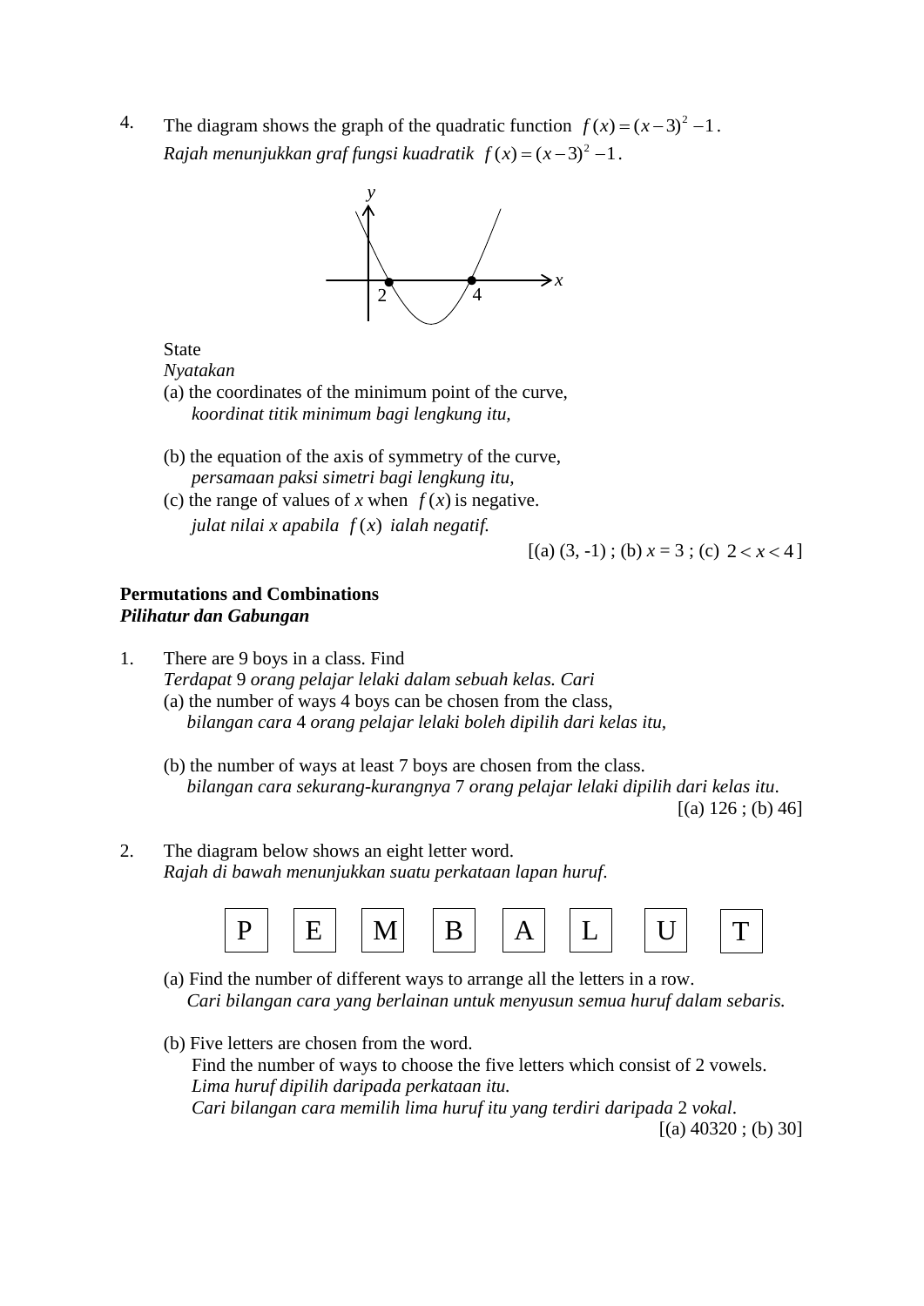4. The diagram shows the graph of the quadratic function $f(x) = (x-3)^2 - 1$.
*Rajah menunjukkan graf fungsi kuadratik* $f(x) = (x-3)^2 - 1$.

State
*Nyatakan*
(a) the coordinates of the minimum point of the curve,
*koordinat titik minimum bagi lengkung itu,*

(b) the equation of the axis of symmetry of the curve,
*persamaan paksi simetri bagi lengkung itu,*
(c) the range of values of $x$ when $f(x)$ is negative.
*julat nilai x apabila* $f(x)$ *ialah negatif.*

[(a) (3, -1) ; (b) $x = 3$ ; (c) $2 < x < 4$]

**Permutations and Combinations**
***Pilihatur dan Gabungan***

1. There are 9 boys in a class. Find
*Terdapat* 9 *orang pelajar lelaki dalam sebuah kelas. Cari*
(a) the number of ways 4 boys can be chosen from the class,
*bilangan cara* 4 *orang pelajar lelaki boleh dipilih dari kelas itu,*

(b) the number of ways at least 7 boys are chosen from the class.
*bilangan cara sekurang-kurangnya* 7 *orang pelajar lelaki dipilih dari kelas itu.*

[(a) 126 ; (b) 46]

2. The diagram below shows an eight letter word.
*Rajah di bawah menunjukkan suatu perkataan lapan huruf.*

| P | E | M | B | A | L | U | T |
|---|---|---|---|---|---|---|---|

(a) Find the number of different ways to arrange all the letters in a row.
*Cari bilangan cara yang berlainan untuk menyusun semua huruf dalam sebaris.*

(b) Five letters are chosen from the word.
Find the number of ways to choose the five letters which consist of 2 vowels.
*Lima huruf dipilih daripada perkataan itu.*
*Cari bilangan cara memilih lima huruf itu yang terdiri daripada* 2 *vokal.*

[(a) 40320 ; (b) 30]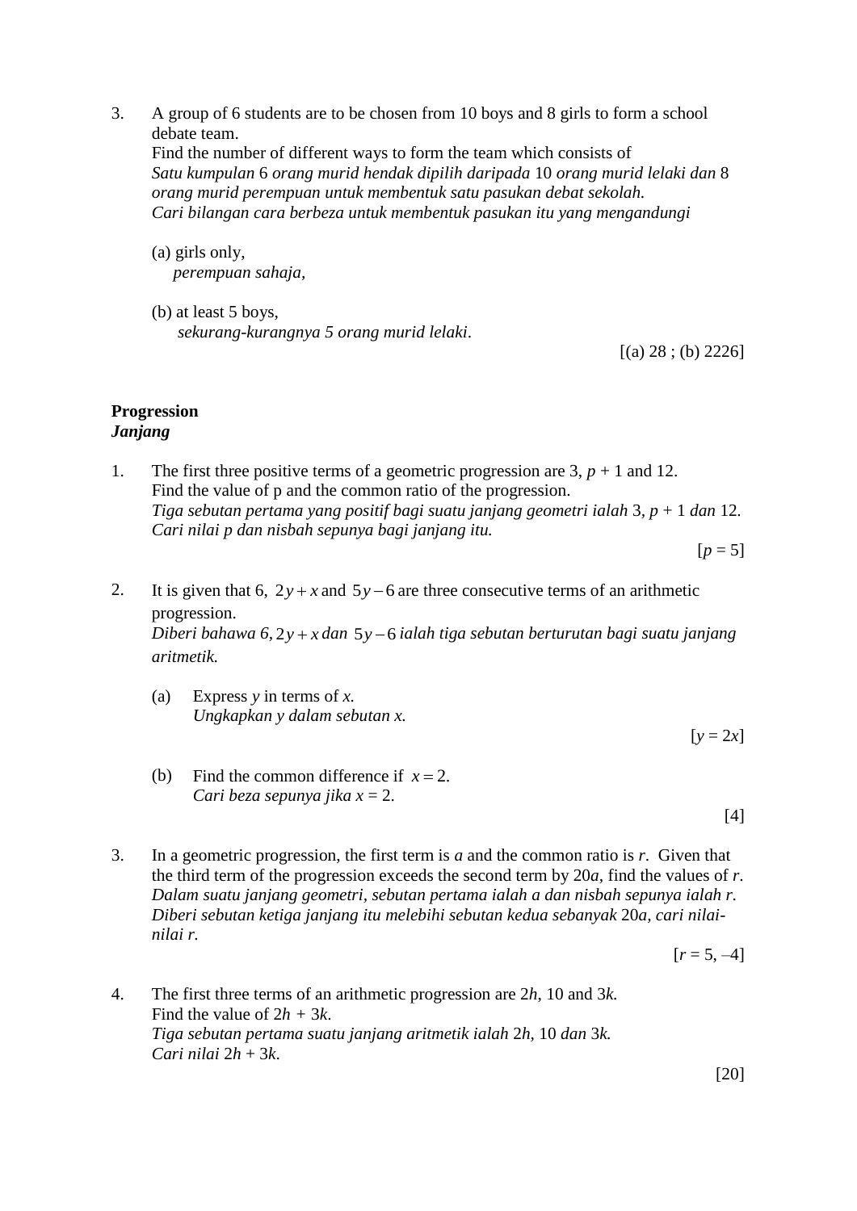3. A group of 6 students are to be chosen from 10 boys and 8 girls to form a school debate team.
   Find the number of different ways to form the team which consists of
   *Satu kumpulan* 6 *orang murid hendak dipilih daripada* 10 *orang murid lelaki dan* 8 *orang murid perempuan untuk membentuk satu pasukan debat sekolah.*
   *Cari bilangan cara berbeza untuk membentuk pasukan itu yang mengandungi*

   (a) girls only,
   *perempuan sahaja,*

   (b) at least 5 boys,
   *sekurang-kurangnya 5 orang murid lelaki*.

   [(a) 28 ; (b) 2226]

**Progression**
***Janjang***

1. The first three positive terms of a geometric progression are 3, $p + 1$ and 12.
   Find the value of p and the common ratio of the progression.
   *Tiga sebutan pertama yang positif bagi suatu janjang geometri ialah* 3, $p + 1$ *dan* 12.
   *Cari nilai p dan nisbah sepunya bagi janjang itu.*

   [$p = 5$]

2. It is given that 6, $2y + x$ and $5y - 6$ are three consecutive terms of an arithmetic progression.
   *Diberi bahawa 6,* $2y + x$ *dan* $5y - 6$ *ialah tiga sebutan berturutan bagi suatu janjang aritmetik.*

   (a) Express $y$ in terms of $x$.
   *Ungkapkan y dalam sebutan x.*

   [$y = 2x$]

   (b) Find the common difference if $x = 2$.
   *Cari beza sepunya jika* $x = 2$.

   [4]

3. In a geometric progression, the first term is $a$ and the common ratio is $r$. Given that the third term of the progression exceeds the second term by $20a$, find the values of $r$.
   *Dalam suatu janjang geometri, sebutan pertama ialah a dan nisbah sepunya ialah r. Diberi sebutan ketiga janjang itu melebihi sebutan kedua sebanyak* $20a$, *cari nilai-nilai r.*

   [$r = 5, -4$]

4. The first three terms of an arithmetic progression are $2h$, 10 and $3k$.
   Find the value of $2h + 3k$.
   *Tiga sebutan pertama suatu janjang aritmetik ialah* $2h$, 10 *dan* $3k$.
   *Cari nilai* $2h + 3k$.

   [20]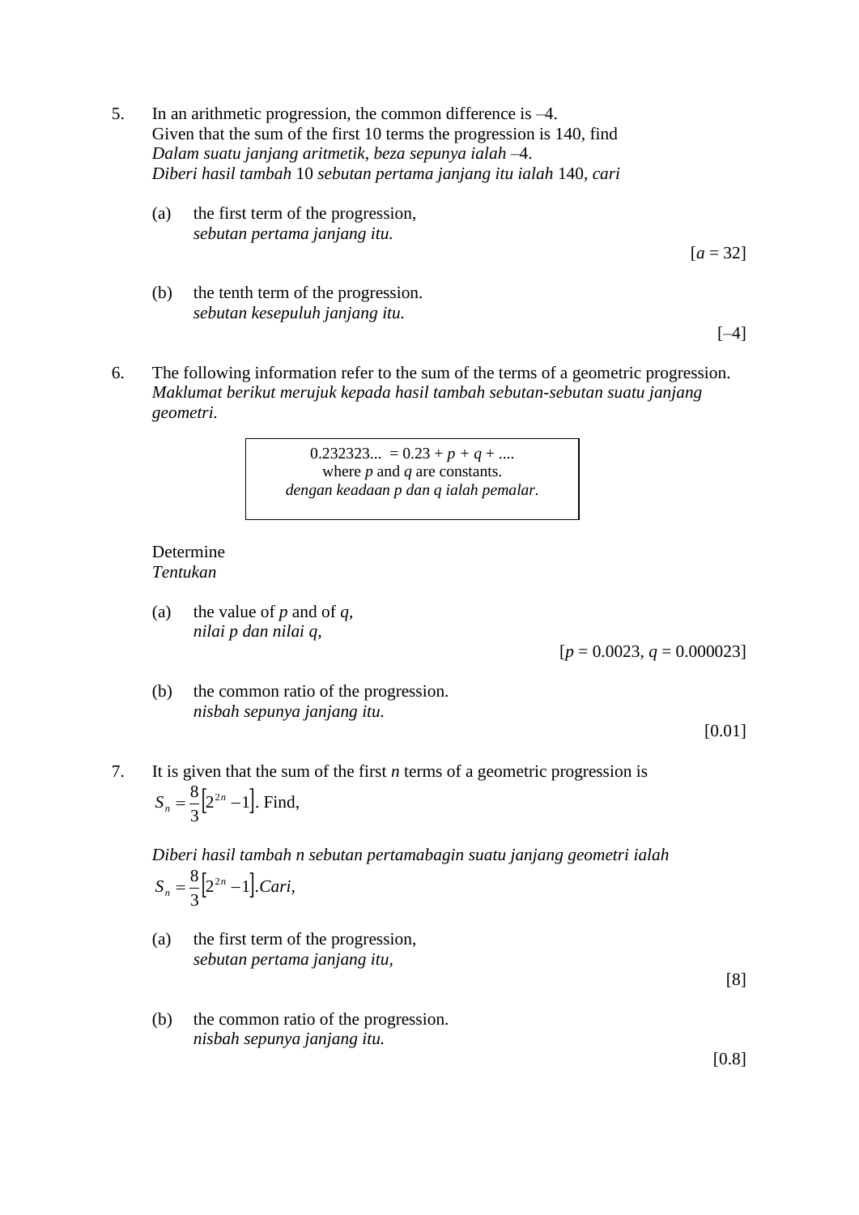5. In an arithmetic progression, the common difference is –4.
   Given that the sum of the first 10 terms the progression is 140, find
   *Dalam suatu janjang aritmetik, beza sepunya ialah* –4.
   *Diberi hasil tambah* 10 *sebutan pertama janjang itu ialah* 140, *cari*

   (a) the first term of the progression,
   *sebutan pertama janjang itu.*

   [$a$ = 32]

   (b) the tenth term of the progression.
   *sebutan kesepuluh janjang itu.*

   [–4]

6. The following information refer to the sum of the terms of a geometric progression.
   *Maklumat berikut merujuk kepada hasil tambah sebutan-sebutan suatu janjang geometri.*

   | 0.232323... = 0.23 + $p$ + $q$ + ....<br>where $p$ and $q$ are constants.<br>*dengan keadaan p dan q ialah pemalar.* |
   |---|

   Determine
   *Tentukan*

   (a) the value of $p$ and of $q$,
   *nilai p dan nilai q,*

   [$p$ = 0.0023, $q$ = 0.000023]

   (b) the common ratio of the progression.
   *nisbah sepunya janjang itu.*

   [0.01]

7. It is given that the sum of the first $n$ terms of a geometric progression is $S_n = \frac{8}{3}\left[2^{2n} - 1\right]$. Find,

   *Diberi hasil tambah n sebutan pertamabagin suatu janjang geometri ialah* $S_n = \frac{8}{3}\left[2^{2n} - 1\right]$.*Cari,*

   (a) the first term of the progression,
   *sebutan pertama janjang itu,*

   [8]

   (b) the common ratio of the progression.
   *nisbah sepunya janjang itu.*

   [0.8]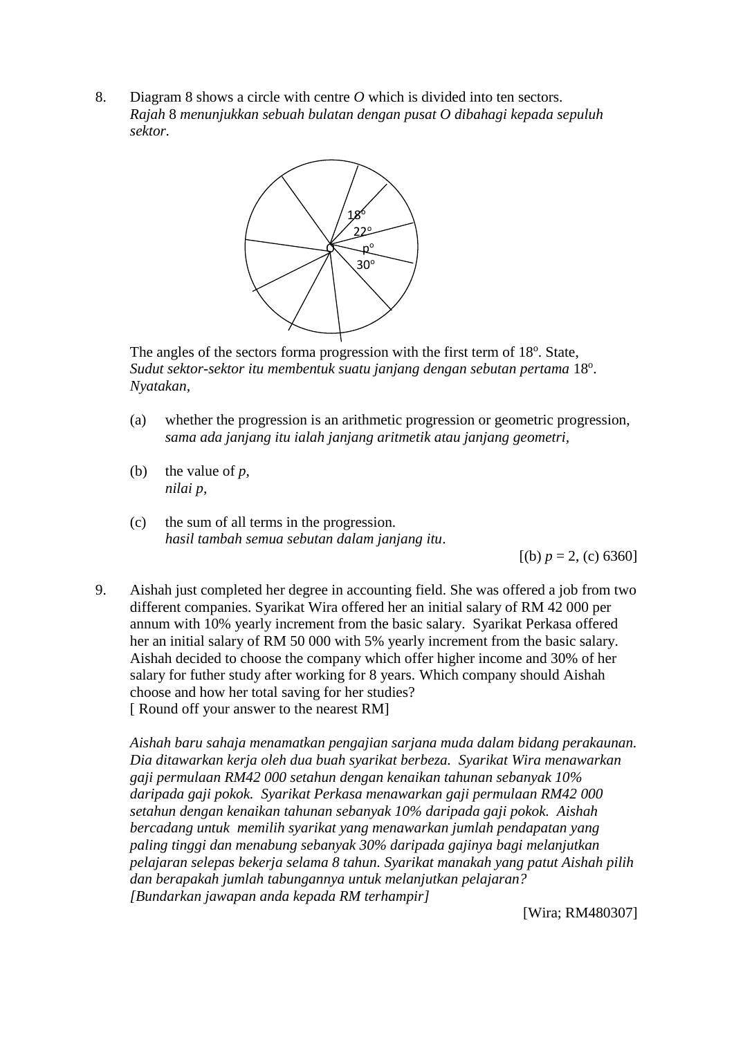8. Diagram 8 shows a circle with centre *O* which is divided into ten sectors.
*Rajah* 8 *menunjukkan sebuah bulatan dengan pusat O dibahagi kepada sepuluh sektor.*

The angles of the sectors forma progression with the first term of $18^o$. State,
*Sudut sektor-sektor itu membentuk suatu janjang dengan sebutan pertama* $18^o$. *Nyatakan*,

(a) whether the progression is an arithmetic progression or geometric progression,
*sama ada janjang itu ialah janjang aritmetik atau janjang geometri*,

(b) the value of *p*,
*nilai p*,

(c) the sum of all terms in the progression.
*hasil tambah semua sebutan dalam janjang itu*.

[(b) $p$ = 2, (c) 6360]

9. Aishah just completed her degree in accounting field. She was offered a job from two different companies. Syarikat Wira offered her an initial salary of RM 42 000 per annum with 10% yearly increment from the basic salary. Syarikat Perkasa offered her an initial salary of RM 50 000 with 5% yearly increment from the basic salary. Aishah decided to choose the company which offer higher income and 30% of her salary for futher study after working for 8 years. Which company should Aishah choose and how her total saving for her studies?
[ Round off your answer to the nearest RM]

*Aishah baru sahaja menamatkan pengajian sarjana muda dalam bidang perakaunan. Dia ditawarkan kerja oleh dua buah syarikat berbeza. Syarikat Wira menawarkan gaji permulaan RM42 000 setahun dengan kenaikan tahunan sebanyak 10% daripada gaji pokok. Syarikat Perkasa menawarkan gaji permulaan RM42 000 setahun dengan kenaikan tahunan sebanyak 10% daripada gaji pokok. Aishah bercadang untuk memilih syarikat yang menawarkan jumlah pendapatan yang paling tinggi dan menabung sebanyak 30% daripada gajinya bagi melanjutkan pelajaran selepas bekerja selama 8 tahun. Syarikat manakah yang patut Aishah pilih dan berapakah jumlah tabungannya untuk melanjutkan pelajaran?*
*[Bundarkan jawapan anda kepada RM terhampir]*

[Wira; RM480307]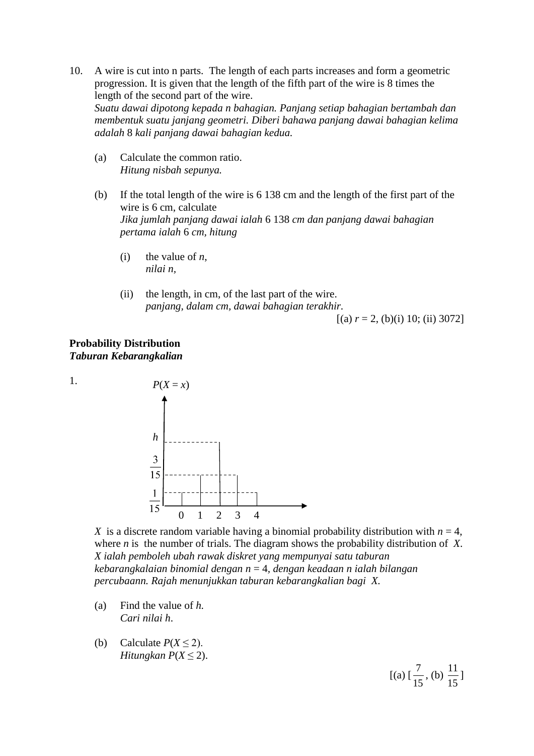10. A wire is cut into n parts. The length of each parts increases and form a geometric progression. It is given that the length of the fifth part of the wire is 8 times the length of the second part of the wire.
*Suatu dawai dipotong kepada n bahagian. Panjang setiap bahagian bertambah dan membentuk suatu janjang geometri. Diberi bahawa panjang dawai bahagian kelima adalah* 8 *kali panjang dawai bahagian kedua.*

   (a) Calculate the common ratio.
   *Hitung nisbah sepunya.*

   (b) If the total length of the wire is 6 138 cm and the length of the first part of the wire is 6 cm, calculate
   *Jika jumlah panjang dawai ialah* 6 138 *cm dan panjang dawai bahagian pertama ialah* 6 *cm, hitung*

      (i) the value of *n*,
      *nilai n,*

      (ii) the length, in cm, of the last part of the wire.
      *panjang, dalam cm, dawai bahagian terakhir.*

[(a) $r = 2$, (b)(i) 10; (ii) 3072]

**Probability Distribution**
***Taburan Kebarangkalian***

1. 

$P(X = x)$ axis with levels $h$, $\frac{3}{15}$, $\frac{1}{15}$; $x$ values 0, 1, 2, 3, 4

$X$ is a discrete random variable having a binomial probability distribution with $n = 4$, where $n$ is the number of trials. The diagram shows the probability distribution of $X$.
*X ialah pemboleh ubah rawak diskret yang mempunyai satu taburan kebarangkalaian binomial dengan n = 4, dengan keadaan n ialah bilangan percubaann. Rajah menunjukkan taburan kebarangkalian bagi X.*

   (a) Find the value of *h.*
   *Cari nilai h.*

   (b) Calculate $P(X \leq 2)$.
   *Hitungkan* $P(X \leq 2)$.

[(a) [$\frac{7}{15}$, (b) $\frac{11}{15}$]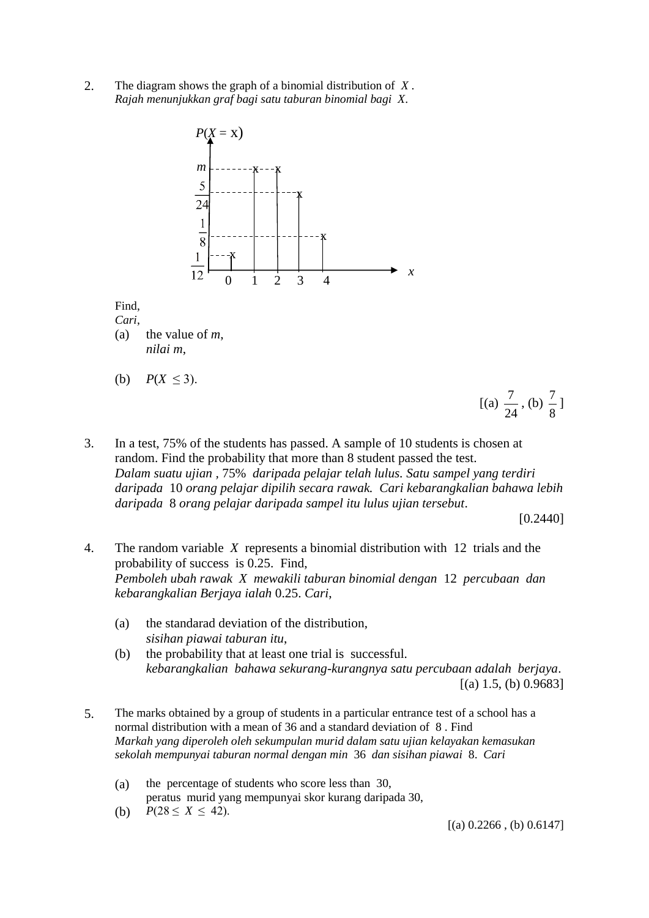2. The diagram shows the graph of a binomial distribution of $X$.
*Rajah menunjukkan graf bagi satu taburan binomial bagi* $X$.

$P(X = x)$

| $x$ | 0 | 1 | 2 | 3 | 4 |
|---|---|---|---|---|---|
| $P(X = x)$ | $\frac{1}{12}$ | $m$ | $m$ | $\frac{5}{24}$ | $\frac{1}{8}$ |

Find,
*Cari,*

(a) the value of $m$,
*nilai* $m$,

(b) $P(X \leq 3)$.

[(a) $\frac{7}{24}$ , (b) $\frac{7}{8}$ ]

3. In a test, 75% of the students has passed. A sample of 10 students is chosen at random. Find the probability that more than 8 student passed the test.
*Dalam suatu ujian , 75% daripada pelajar telah lulus. Satu sampel yang terdiri daripada 10 orang pelajar dipilih secara rawak. Cari kebarangkalian bahawa lebih daripada 8 orang pelajar daripada sampel itu lulus ujian tersebut.*

[0.2440]

4. The random variable $X$ represents a binomial distribution with 12 trials and the probability of success is 0.25. Find,
*Pemboleh ubah rawak* $X$ *mewakili taburan binomial dengan* 12 *percubaan dan kebarangkalian Berjaya ialah* 0.25. *Cari,*

(a) the standarad deviation of the distribution,
*sisihan piawai taburan itu,*

(b) the probability that at least one trial is successful.
*kebarangkalian bahawa sekurang-kurangnya satu percubaan adalah berjaya.*

[(a) 1.5, (b) 0.9683]

5. The marks obtained by a group of students in a particular entrance test of a school has a normal distribution with a mean of 36 and a standard deviation of 8 . Find
*Markah yang diperoleh oleh sekumpulan murid dalam satu ujian kelayakan kemasukan sekolah mempunyai taburan normal dengan min* 36 *dan sisihan piawai* 8. *Cari*

(a) the percentage of students who score less than 30,
peratus murid yang mempunyai skor kurang daripada 30,

(b) $P(28 \leq X \leq 42)$.

[(a) 0.2266 , (b) 0.6147]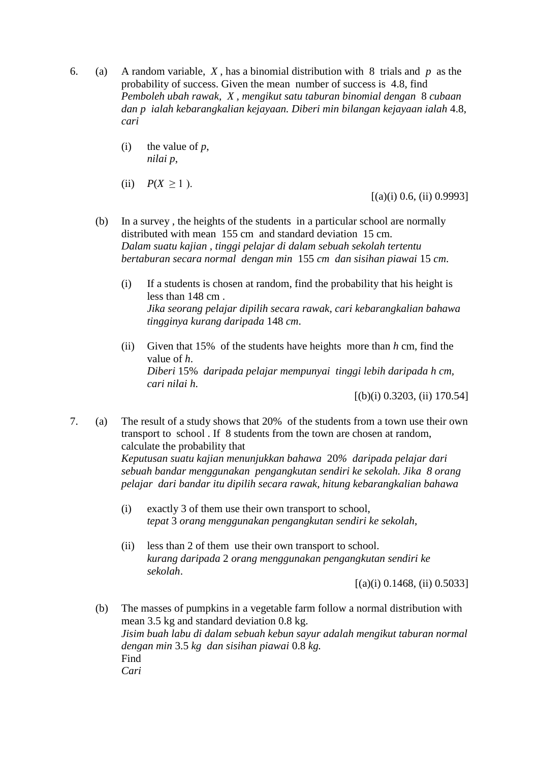6. (a) A random variable, $X$, has a binomial distribution with 8 trials and $p$ as the probability of success. Given the mean number of success is 4.8, find
*Pemboleh ubah rawak, $X$, mengikut satu taburan binomial dengan* 8 *cubaan dan $p$ ialah kebarangkalian kejayaan. Diberi min bilangan kejayaan ialah* 4.8, *cari*

   (i) the value of $p$,
   *nilai $p$,*

   (ii) $P(X \geq 1)$.

   [(a)(i) 0.6, (ii) 0.9993]

   (b) In a survey , the heights of the students in a particular school are normally distributed with mean 155 cm and standard deviation 15 cm.
   *Dalam suatu kajian , tinggi pelajar di dalam sebuah sekolah tertentu bertaburan secara normal dengan min* 155 *cm dan sisihan piawai* 15 *cm*.

   (i) If a students is chosen at random, find the probability that his height is less than 148 cm .
   *Jika seorang pelajar dipilih secara rawak, cari kebarangkalian bahawa tingginya kurang daripada* 148 *cm*.

   (ii) Given that 15% of the students have heights more than $h$ cm, find the value of $h$.
   *Diberi* 15% *daripada pelajar mempunyai tinggi lebih daripada h cm, cari nilai h.*

   [(b)(i) 0.3203, (ii) 170.54]

7. (a) The result of a study shows that 20% of the students from a town use their own transport to school . If 8 students from the town are chosen at random, calculate the probability that
*Keputusan suatu kajian menunjukkan bahawa* 20% *daripada pelajar dari sebuah bandar menggunakan pengangkutan sendiri ke sekolah. Jika 8 orang pelajar dari bandar itu dipilih secara rawak, hitung kebarangkalian bahawa*

   (i) exactly 3 of them use their own transport to school,
   *tepat* 3 *orang menggunakan pengangkutan sendiri ke sekolah*,

   (ii) less than 2 of them use their own transport to school.
   *kurang daripada* 2 *orang menggunakan pengangkutan sendiri ke sekolah*.

   [(a)(i) 0.1468, (ii) 0.5033]

   (b) The masses of pumpkins in a vegetable farm follow a normal distribution with mean 3.5 kg and standard deviation 0.8 kg.
   *Jisim buah labu di dalam sebuah kebun sayur adalah mengikut taburan normal dengan min* 3.5 *kg dan sisihan piawai* 0.8 *kg.*
   Find
   *Cari*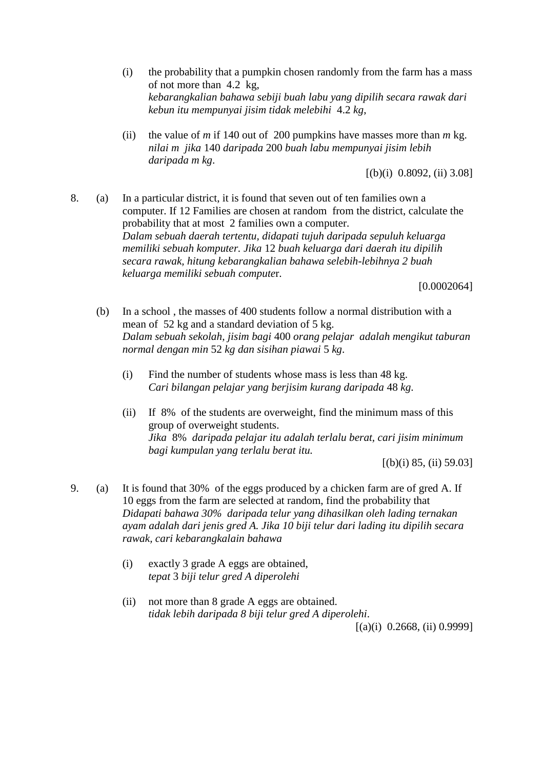(i) the probability that a pumpkin chosen randomly from the farm has a mass of not more than 4.2 kg,
*kebarangkalian bahawa sebiji buah labu yang dipilih secara rawak dari kebun itu mempunyai jisim tidak melebihi* 4.2 *kg,*

(ii) the value of $m$ if 140 out of 200 pumpkins have masses more than $m$ kg.
*nilai m jika* 140 *daripada* 200 *buah labu mempunyai jisim lebih daripada m kg*.

[(b)(i) 0.8092, (ii) 3.08]

8. (a) In a particular district, it is found that seven out of ten families own a computer. If 12 Families are chosen at random from the district, calculate the probability that at most 2 families own a computer.
*Dalam sebuah daerah tertentu, didapati tujuh daripada sepuluh keluarga memiliki sebuah komputer. Jika* 12 *buah keluarga dari daerah itu dipilih secara rawak, hitung kebarangkalian bahawa selebih-lebihnya 2 buah keluarga memiliki sebuah compute*r.

[0.0002064]

(b) In a school , the masses of 400 students follow a normal distribution with a mean of 52 kg and a standard deviation of 5 kg.
*Dalam sebuah sekolah, jisim bagi* 400 *orang pelajar adalah mengikut taburan normal dengan min* 52 *kg dan sisihan piawai* 5 *kg*.

(i) Find the number of students whose mass is less than 48 kg.
*Cari bilangan pelajar yang berjisim kurang daripada* 48 *kg.*

(ii) If 8% of the students are overweight, find the minimum mass of this group of overweight students.
*Jika* 8% *daripada pelajar itu adalah terlalu berat, cari jisim minimum bagi kumpulan yang terlalu berat itu.*

[(b)(i) 85, (ii) 59.03]

9. (a) It is found that 30% of the eggs produced by a chicken farm are of gred A. If 10 eggs from the farm are selected at random, find the probability that
*Didapati bahawa 30% daripada telur yang dihasilkan oleh lading ternakan ayam adalah dari jenis gred A. Jika 10 biji telur dari lading itu dipilih secara rawak, cari kebarangkalain bahawa*

(i) exactly 3 grade A eggs are obtained,
*tepat* 3 *biji telur gred A diperolehi*

(ii) not more than 8 grade A eggs are obtained.
*tidak lebih daripada 8 biji telur gred A diperolehi*.

[(a)(i) 0.2668, (ii) 0.9999]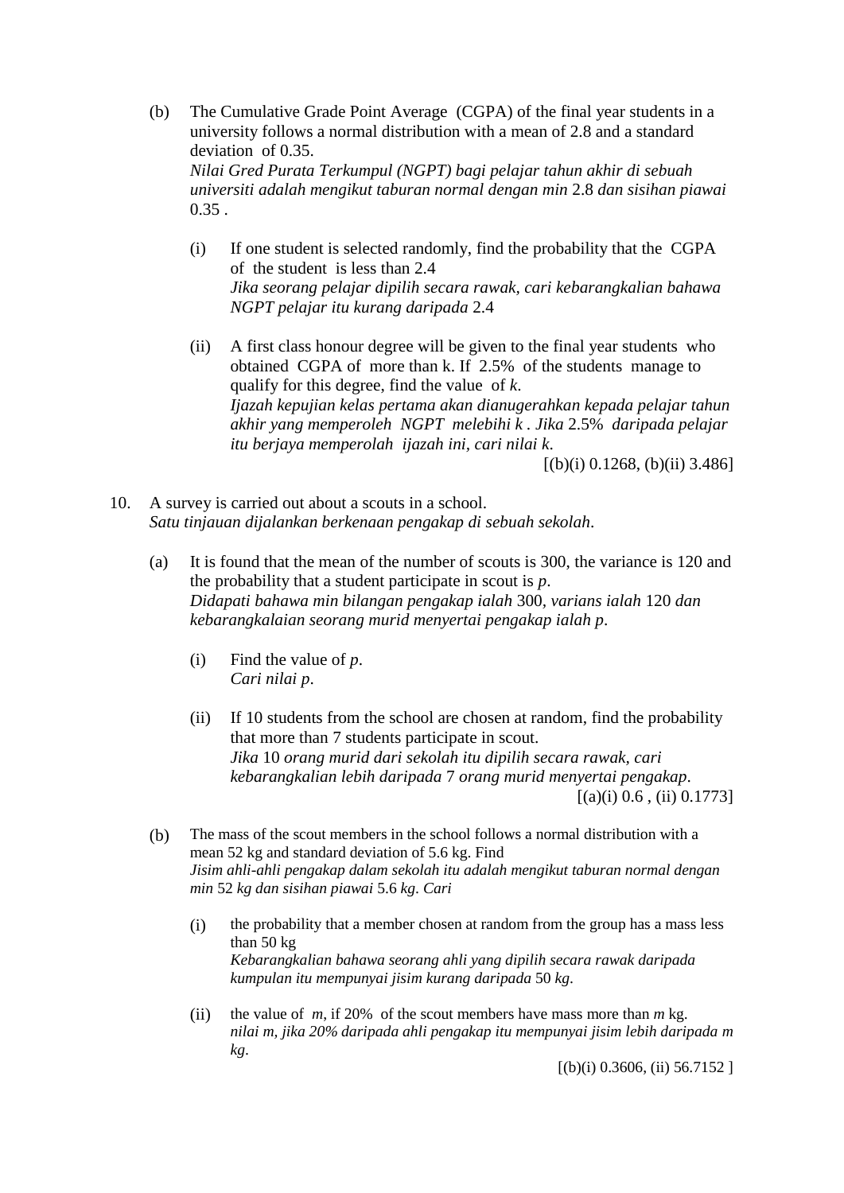(b) The Cumulative Grade Point Average (CGPA) of the final year students in a university follows a normal distribution with a mean of 2.8 and a standard deviation of 0.35.
*Nilai Gred Purata Terkumpul (NGPT) bagi pelajar tahun akhir di sebuah universiti adalah mengikut taburan normal dengan min* 2.8 *dan sisihan piawai* 0.35 .

(i) If one student is selected randomly, find the probability that the CGPA of the student is less than 2.4
*Jika seorang pelajar dipilih secara rawak, cari kebarangkalian bahawa NGPT pelajar itu kurang daripada* 2.4

(ii) A first class honour degree will be given to the final year students who obtained CGPA of more than k. If 2.5% of the students manage to qualify for this degree, find the value of $k$.
*Ijazah kepujian kelas pertama akan dianugerahkan kepada pelajar tahun akhir yang memperoleh NGPT melebihi $k$ . Jika* 2.5% *daripada pelajar itu berjaya memperolah ijazah ini, cari nilai $k$.*

[(b)(i) 0.1268, (b)(ii) 3.486]

10. A survey is carried out about a scouts in a school.
*Satu tinjauan dijalankan berkenaan pengakap di sebuah sekolah.*

(a) It is found that the mean of the number of scouts is 300, the variance is 120 and the probability that a student participate in scout is $p$.
*Didapati bahawa min bilangan pengakap ialah* 300, *varians ialah* 120 *dan kebarangkalaian seorang murid menyertai pengakap ialah $p$.*

(i) Find the value of $p$.
*Cari nilai $p$.*

(ii) If 10 students from the school are chosen at random, find the probability that more than 7 students participate in scout.
*Jika* 10 *orang murid dari sekolah itu dipilih secara rawak, cari kebarangkalian lebih daripada* 7 *orang murid menyertai pengakap.*

[(a)(i) 0.6 , (ii) 0.1773]

(b) The mass of the scout members in the school follows a normal distribution with a mean 52 kg and standard deviation of 5.6 kg. Find
*Jisim ahli-ahli pengakap dalam sekolah itu adalah mengikut taburan normal dengan min* 52 *kg dan sisihan piawai* 5.6 *kg. Cari*

(i) the probability that a member chosen at random from the group has a mass less than 50 kg
*Kebarangkalian bahawa seorang ahli yang dipilih secara rawak daripada kumpulan itu mempunyai jisim kurang daripada* 50 *kg.*

(ii) the value of $m$, if 20% of the scout members have mass more than $m$ kg.
*nilai m, jika 20% daripada ahli pengakap itu mempunyai jisim lebih daripada m kg.*

[(b)(i) 0.3606, (ii) 56.7152 ]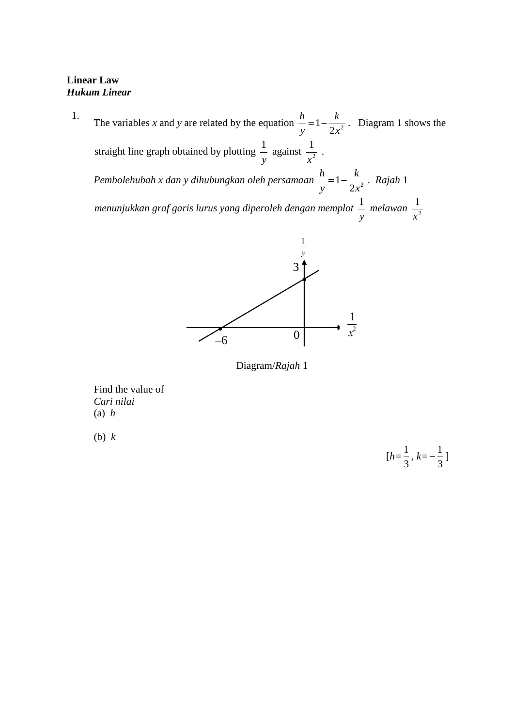**Linear Law**
***Hukum Linear***

1. The variables $x$ and $y$ are related by the equation $\frac{h}{y} = 1 - \frac{k}{2x^2}$. Diagram 1 shows the straight line graph obtained by plotting $\frac{1}{y}$ against $\frac{1}{x^2}$.
*Pembolehubah x dan y dihubungkan oleh persamaan* $\frac{h}{y} = 1 - \frac{k}{2x^2}$. *Rajah* 1 *menunjukkan graf garis lurus yang diperoleh dengan memplot* $\frac{1}{y}$ *melawan* $\frac{1}{x^2}$

Diagram/*Rajah* 1

Find the value of
*Cari nilai*
(a) $h$

(b) $k$

[$h = \frac{1}{3}$, $k = -\frac{1}{3}$]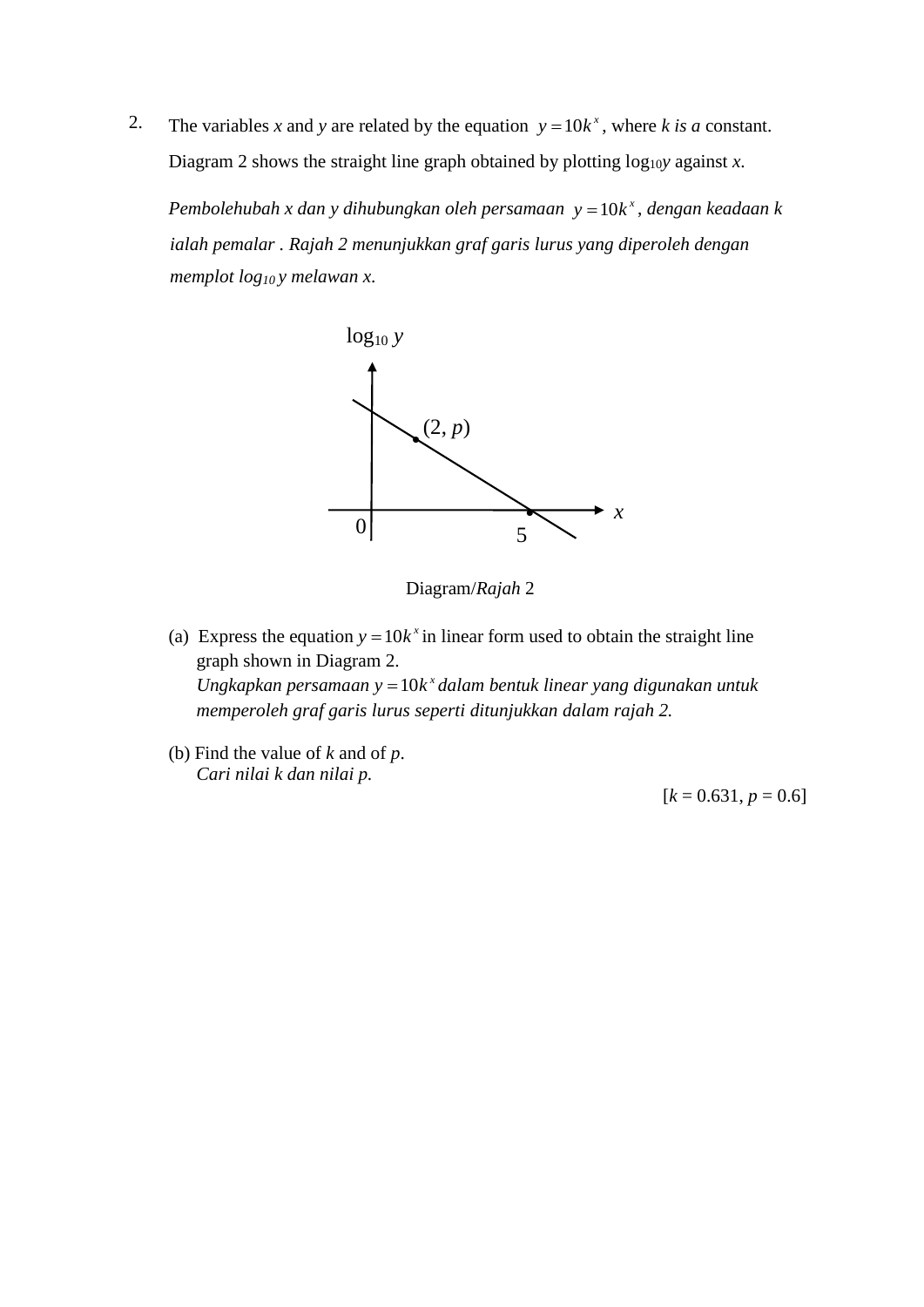2. The variables $x$ and $y$ are related by the equation $y = 10k^x$, where $k$ *is a* constant. Diagram 2 shows the straight line graph obtained by plotting $\log_{10} y$ against $x$.

*Pembolehubah x dan y dihubungkan oleh persamaan* $y = 10k^x$, *dengan keadaan k ialah pemalar . Rajah 2 menunjukkan graf garis lurus yang diperoleh dengan memplot* $\log_{10} y$ *melawan x.*

Diagram/*Rajah* 2

(a) Express the equation $y = 10k^x$ in linear form used to obtain the straight line graph shown in Diagram 2.
*Ungkapkan persamaan* $y = 10k^x$ *dalam bentuk linear yang digunakan untuk memperoleh graf garis lurus seperti ditunjukkan dalam rajah 2.*

(b) Find the value of $k$ and of $p$.
*Cari nilai k dan nilai p.*

[$k$ = 0.631, $p$ = 0.6]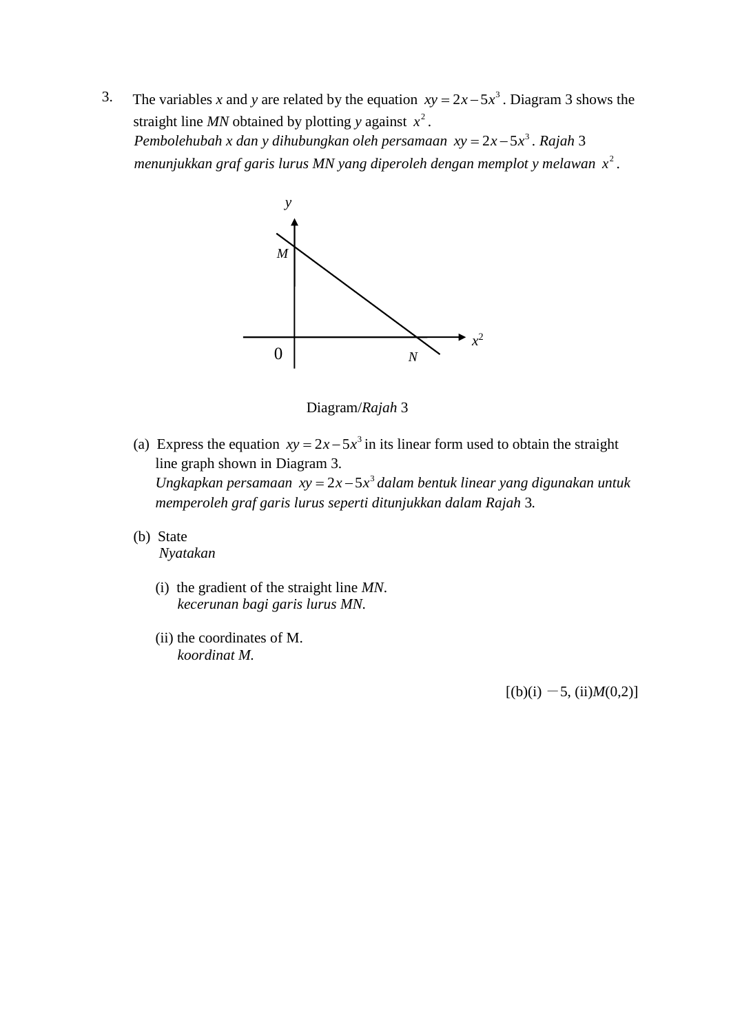3. The variables $x$ and $y$ are related by the equation $xy = 2x - 5x^3$. Diagram 3 shows the straight line $MN$ obtained by plotting $y$ against $x^2$.
*Pembolehubah x dan y dihubungkan oleh persamaan* $xy = 2x - 5x^3$. *Rajah* 3 *menunjukkan graf garis lurus MN yang diperoleh dengan memplot y melawan* $x^2$.

Diagram/*Rajah* 3

(a) Express the equation $xy = 2x - 5x^3$ in its linear form used to obtain the straight line graph shown in Diagram 3.
*Ungkapkan persamaan* $xy = 2x - 5x^3$ *dalam bentuk linear yang digunakan untuk memperoleh graf garis lurus seperti ditunjukkan dalam Rajah* 3.

(b) State
*Nyatakan*

(i) the gradient of the straight line *MN*.
*kecerunan bagi garis lurus MN*.

(ii) the coordinates of M.
*koordinat M.*

[(b)(i) −5, (ii)*M*(0,2)]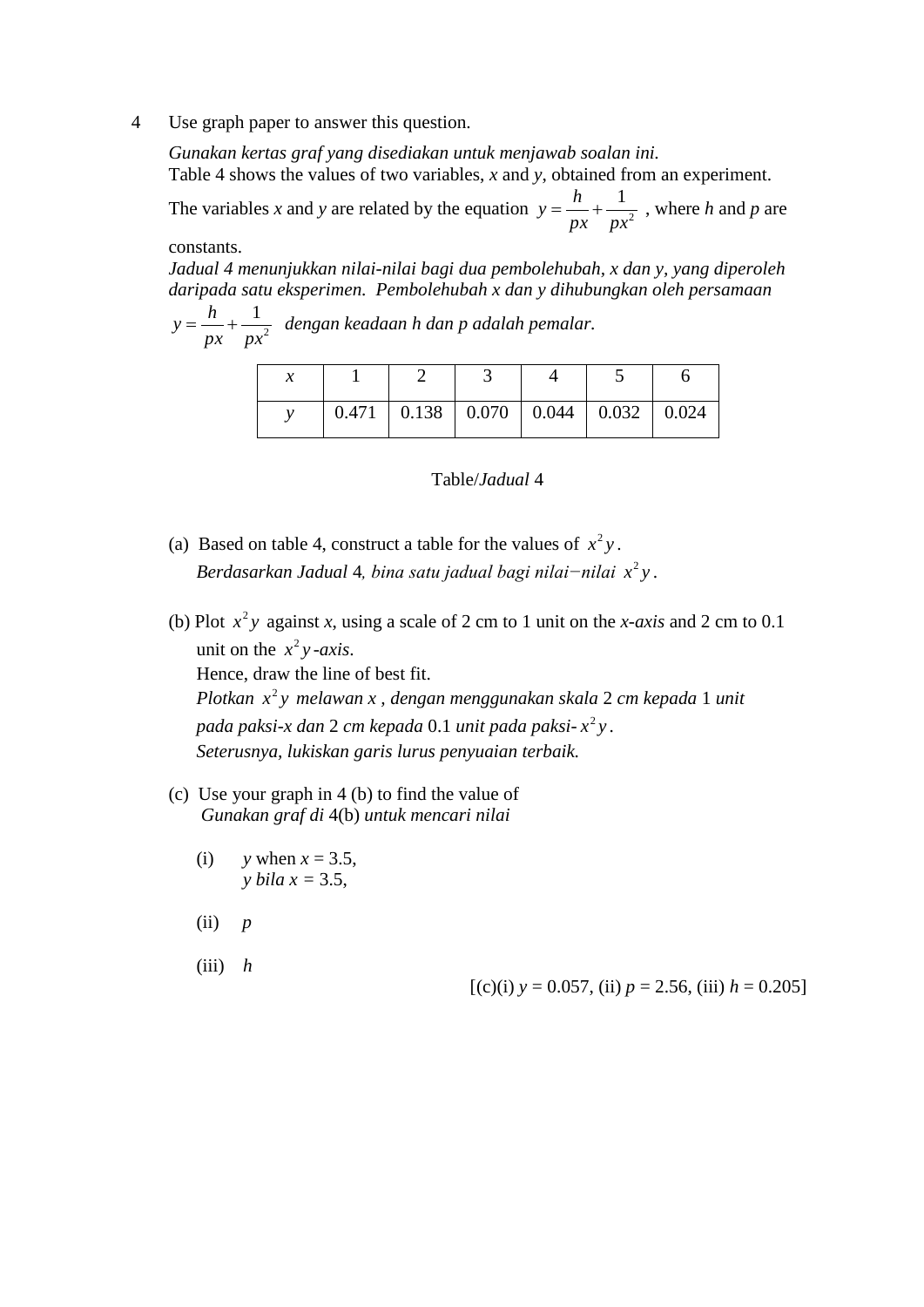4 Use graph paper to answer this question.

*Gunakan kertas graf yang disediakan untuk menjawab soalan ini.*

Table 4 shows the values of two variables, $x$ and $y$, obtained from an experiment. The variables $x$ and $y$ are related by the equation $y = \frac{h}{px} + \frac{1}{px^2}$ , where $h$ and $p$ are constants.

*Jadual 4 menunjukkan nilai-nilai bagi dua pembolehubah, x dan y, yang diperoleh daripada satu eksperimen. Pembolehubah x dan y dihubungkan oleh persamaan* $y = \frac{h}{px} + \frac{1}{px^2}$ *dengan keadaan h dan p adalah pemalar.*

| $x$ | 1 | 2 | 3 | 4 | 5 | 6 |
|---|---|---|---|---|---|---|
| $y$ | 0.471 | 0.138 | 0.070 | 0.044 | 0.032 | 0.024 |

Table/*Jadual* 4

(a) Based on table 4, construct a table for the values of $x^2y$.
*Berdasarkan Jadual* 4*, bina satu jadual bagi nilai−nilai* $x^2y$.

(b) Plot $x^2y$ against $x$, using a scale of 2 cm to 1 unit on the *x-axis* and 2 cm to 0.1 unit on the $x^2y$-*axis*.
Hence, draw the line of best fit.
*Plotkan* $x^2y$ *melawan x , dengan menggunakan skala* 2 *cm kepada* 1 *unit pada paksi-x dan* 2 *cm kepada* 0.1 *unit pada paksi-* $x^2y$.
*Seterusnya, lukiskan garis lurus penyuaian terbaik.*

(c) Use your graph in 4 (b) to find the value of
*Gunakan graf di* 4(b) *untuk mencari nilai*

(i) $y$ when $x = 3.5$,
*y bila x* = 3.5,

(ii) $p$

(iii) $h$

[(c)(i) $y = 0.057$, (ii) $p = 2.56$, (iii) $h = 0.205$]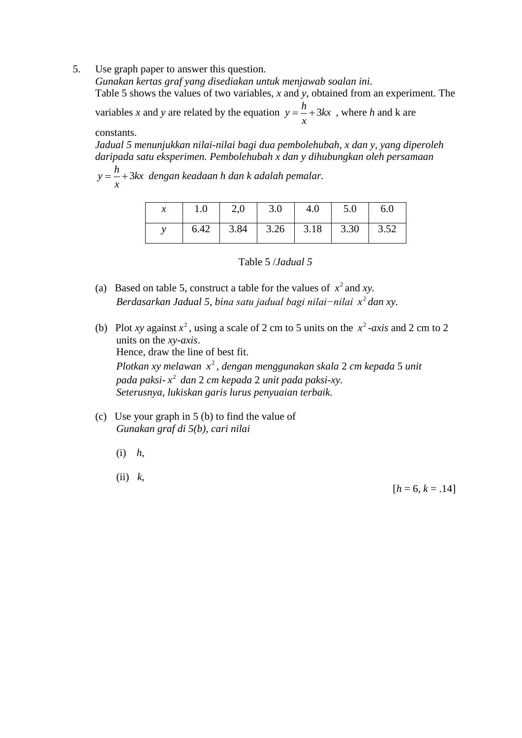5. Use graph paper to answer this question.
*Gunakan kertas graf yang disediakan untuk menjawab soalan ini.*
Table 5 shows the values of two variables, $x$ and $y$, obtained from an experiment. The variables $x$ and $y$ are related by the equation $y = \frac{h}{x} + 3kx$ , where $h$ and k are constants.
*Jadual 5 menunjukkan nilai-nilai bagi dua pembolehubah, x dan y, yang diperoleh daripada satu eksperimen. Pembolehubah x dan y dihubungkan oleh persamaan* $y = \frac{h}{x} + 3kx$ *dengan keadaan h dan k adalah pemalar.*

| $x$ | 1.0 | 2,0 | 3.0 | 4.0 | 5.0 | 6.0 |
|---|---|---|---|---|---|---|
| $y$ | 6.42 | 3.84 | 3.26 | 3.18 | 3.30 | 3.52 |

Table 5 /*Jadual 5*

(a) Based on table 5, construct a table for the values of $x^2$ and $xy$.
*Berdasarkan Jadual 5, bina satu jadual bagi nilai−nilai* $x^2$ *dan xy.*

(b) Plot $xy$ against $x^2$ , using a scale of 2 cm to 5 units on the $x^2$-*axis* and 2 cm to 2 units on the *xy-axis*.
Hence, draw the line of best fit.
*Plotkan xy melawan* $x^2$ *, dengan menggunakan skala* 2 *cm kepada* 5 *unit pada paksi-* $x^2$ *dan* 2 *cm kepada* 2 *unit pada paksi-xy.*
*Seterusnya, lukiskan garis lurus penyuaian terbaik.*

(c) Use your graph in 5 (b) to find the value of
*Gunakan graf di 5(b), cari nilai*

(i) $h$,

(ii) $k$,

[$h$ = 6, $k$ = .14]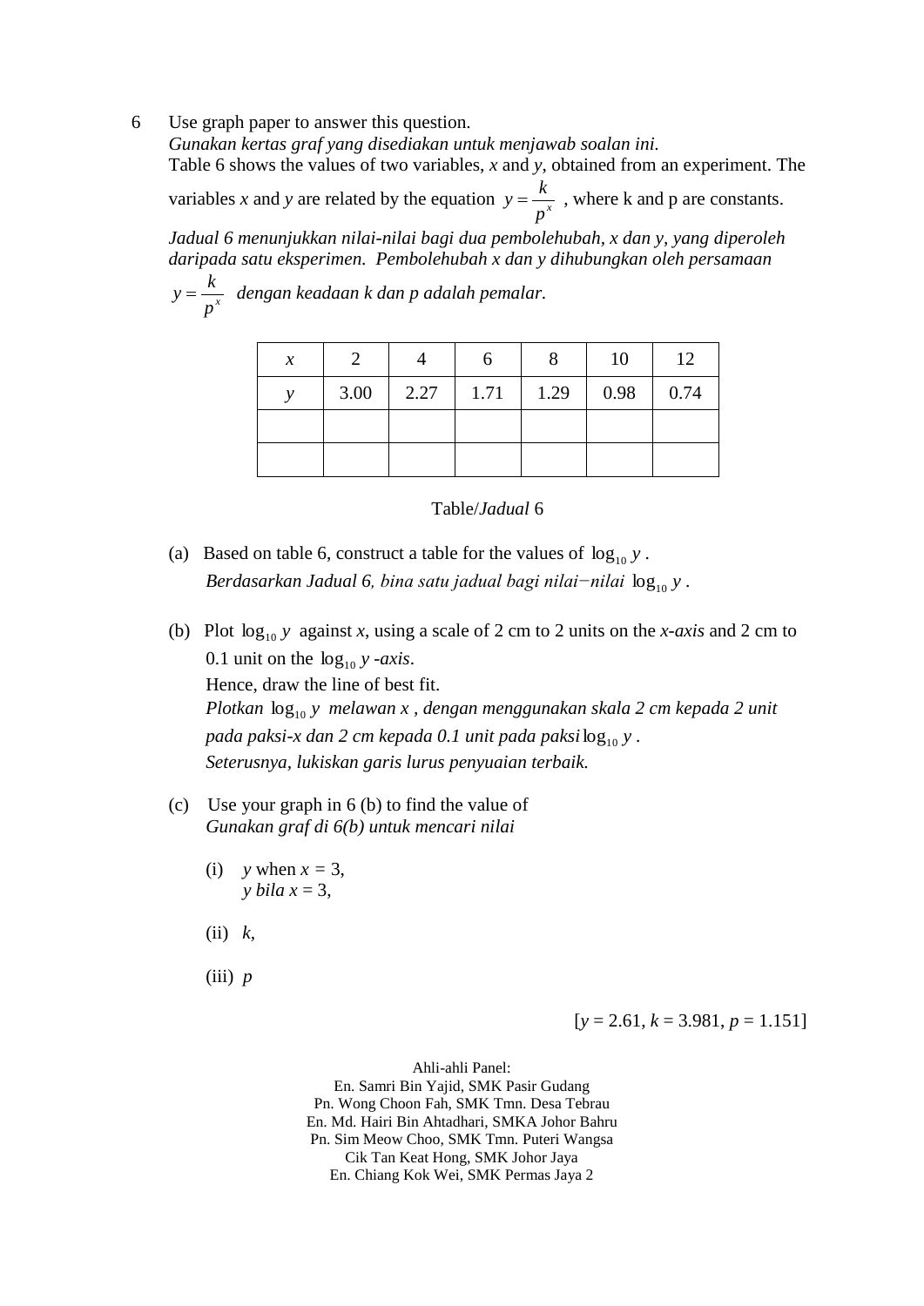6 Use graph paper to answer this question.
*Gunakan kertas graf yang disediakan untuk menjawab soalan ini.*
Table 6 shows the values of two variables, $x$ and $y$, obtained from an experiment. The variables $x$ and $y$ are related by the equation $y = \frac{k}{p^x}$ , where k and p are constants.
*Jadual 6 menunjukkan nilai-nilai bagi dua pembolehubah, x dan y, yang diperoleh daripada satu eksperimen. Pembolehubah x dan y dihubungkan oleh persamaan* $y = \frac{k}{p^x}$ *dengan keadaan k dan p adalah pemalar.*

| $x$ | 2 | 4 | 6 | 8 | 10 | 12 |
|---|---|---|---|---|---|---|
| $y$ | 3.00 | 2.27 | 1.71 | 1.29 | 0.98 | 0.74 |
| | | | | | | |
| | | | | | | |

Table/*Jadual* 6

(a) Based on table 6, construct a table for the values of $\log_{10} y$ .
*Berdasarkan Jadual 6, bina satu jadual bagi nilai−nilai* $\log_{10} y$ .

(b) Plot $\log_{10} y$ against $x$, using a scale of 2 cm to 2 units on the *x-axis* and 2 cm to 0.1 unit on the $\log_{10} y$ *-axis*.
Hence, draw the line of best fit.
*Plotkan* $\log_{10} y$ *melawan x , dengan menggunakan skala 2 cm kepada 2 unit pada paksi-x dan 2 cm kepada 0.1 unit pada paksi* $\log_{10} y$ .
*Seterusnya, lukiskan garis lurus penyuaian terbaik.*

(c) Use your graph in 6 (b) to find the value of
*Gunakan graf di 6(b) untuk mencari nilai*

(i) $y$ when $x = 3$,
*y bila x* = 3,

(ii) $k$,

(iii) $p$

[$y = 2.61$, $k = 3.981$, $p = 1.151$]

Ahli-ahli Panel:
En. Samri Bin Yajid, SMK Pasir Gudang
Pn. Wong Choon Fah, SMK Tmn. Desa Tebrau
En. Md. Hairi Bin Ahtadhari, SMKA Johor Bahru
Pn. Sim Meow Choo, SMK Tmn. Puteri Wangsa
Cik Tan Keat Hong, SMK Johor Jaya
En. Chiang Kok Wei, SMK Permas Jaya 2